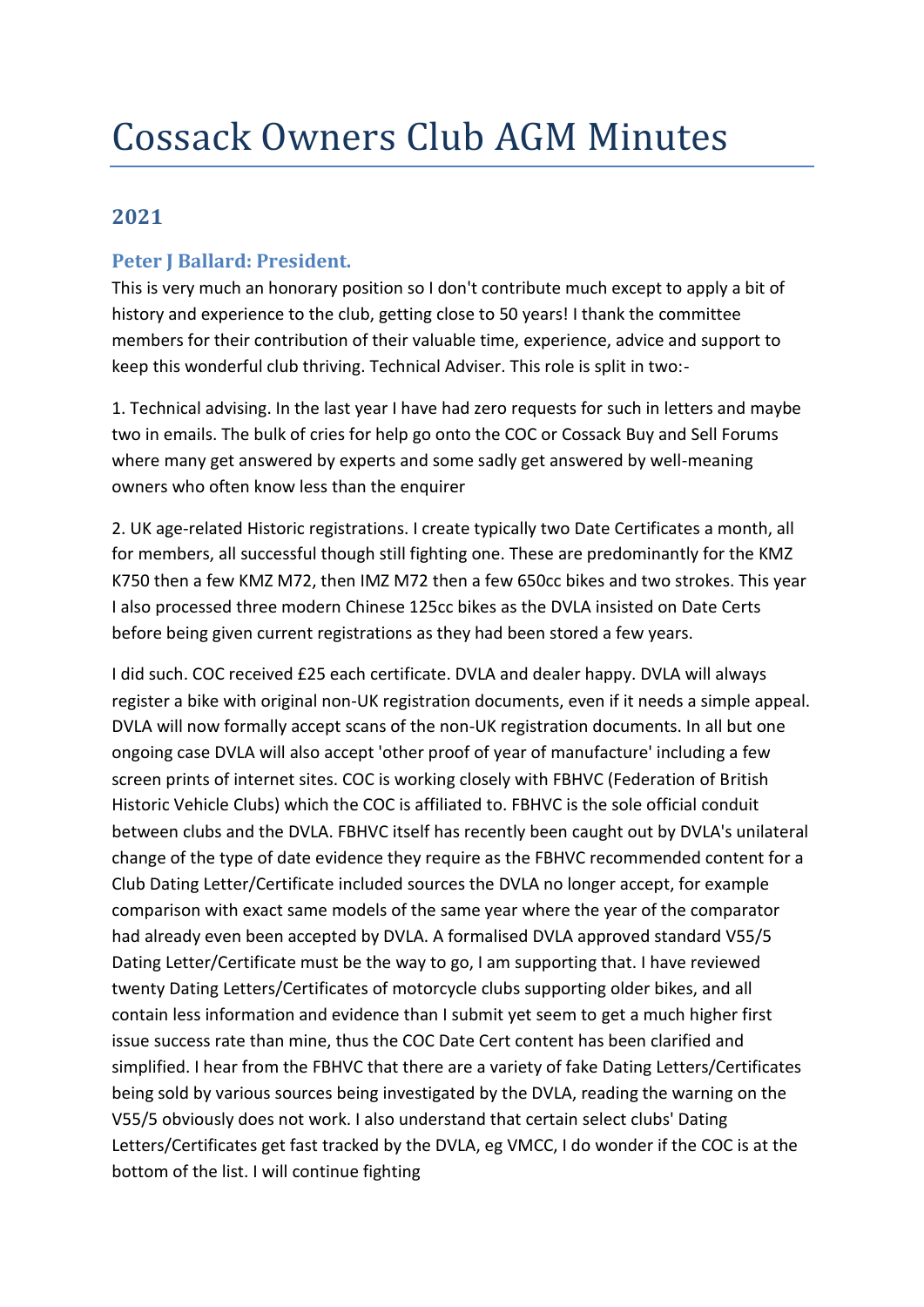# Cossack Owners Club AGM Minutes

## 2021

### Peter J Ballard: President.

This is very much an honorary position so I don't contribute much except to apply a bit of history and experience to the club, getting close to 50 years! I thank the committee members for their contribution of their valuable time, experience, advice and support to keep this wonderful club thriving. Technical Adviser. This role is split in two:-

1. Technical advising. In the last year I have had zero requests for such in letters and maybe two in emails. The bulk of cries for help go onto the COC or Cossack Buy and Sell Forums where many get answered by experts and some sadly get answered by well-meaning owners who often know less than the enquirer

2. UK age-related Historic registrations. I create typically two Date Certificates a month, all for members, all successful though still fighting one. These are predominantly for the KMZ K750 then a few KMZ M72, then IMZ M72 then a few 650cc bikes and two strokes. This year I also processed three modern Chinese 125cc bikes as the DVLA insisted on Date Certs before being given current registrations as they had been stored a few years.

I did such. COC received £25 each certificate. DVLA and dealer happy. DVLA will always register a bike with original non-UK registration documents, even if it needs a simple appeal. DVLA will now formally accept scans of the non-UK registration documents. In all but one ongoing case DVLA will also accept 'other proof of year of manufacture' including a few screen prints of internet sites. COC is working closely with FBHVC (Federation of British Historic Vehicle Clubs) which the COC is affiliated to. FBHVC is the sole official conduit between clubs and the DVLA. FBHVC itself has recently been caught out by DVLA's unilateral change of the type of date evidence they require as the FBHVC recommended content for a Club Dating Letter/Certificate included sources the DVLA no longer accept, for example comparison with exact same models of the same year where the year of the comparator had already even been accepted by DVLA. A formalised DVLA approved standard V55/5 Dating Letter/Certificate must be the way to go, I am supporting that. I have reviewed twenty Dating Letters/Certificates of motorcycle clubs supporting older bikes, and all contain less information and evidence than I submit yet seem to get a much higher first issue success rate than mine, thus the COC Date Cert content has been clarified and simplified. I hear from the FBHVC that there are a variety of fake Dating Letters/Certificates being sold by various sources being investigated by the DVLA, reading the warning on the V55/5 obviously does not work. I also understand that certain select clubs' Dating Letters/Certificates get fast tracked by the DVLA, eg VMCC, I do wonder if the COC is at the bottom of the list. I will continue fighting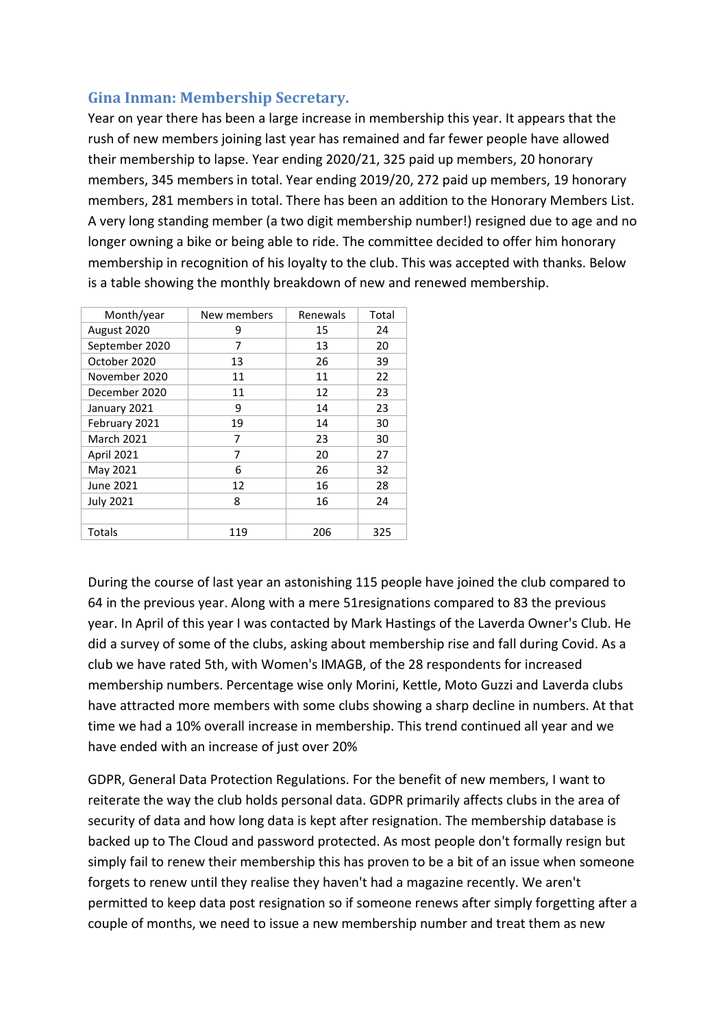### Gina Inman: Membership Secretary.

Year on year there has been a large increase in membership this year. It appears that the rush of new members joining last year has remained and far fewer people have allowed their membership to lapse. Year ending 2020/21, 325 paid up members, 20 honorary members, 345 members in total. Year ending 2019/20, 272 paid up members, 19 honorary members, 281 members in total. There has been an addition to the Honorary Members List. A very long standing member (a two digit membership number!) resigned due to age and no longer owning a bike or being able to ride. The committee decided to offer him honorary membership in recognition of his loyalty to the club. This was accepted with thanks. Below is a table showing the monthly breakdown of new and renewed membership.

| Month/year | New members | Renewals | Total |
|---|---|---|---|
| August 2020 | 9 | 15 | 24 |
| September 2020 | 7 | 13 | 20 |
| October 2020 | 13 | 26 | 39 |
| November 2020 | 11 | 11 | 22 |
| December 2020 | 11 | 12 | 23 |
| January 2021 | 9 | 14 | 23 |
| February 2021 | 19 | 14 | 30 |
| March 2021 | 7 | 23 | 30 |
| April 2021 | 7 | 20 | 27 |
| May 2021 | 6 | 26 | 32 |
| June 2021 | 12 | 16 | 28 |
| July 2021 | 8 | 16 | 24 |
| | | | |
| Totals | 119 | 206 | 325 |

During the course of last year an astonishing 115 people have joined the club compared to 64 in the previous year. Along with a mere 51resignations compared to 83 the previous year. In April of this year I was contacted by Mark Hastings of the Laverda Owner's Club. He did a survey of some of the clubs, asking about membership rise and fall during Covid. As a club we have rated 5th, with Women's IMAGB, of the 28 respondents for increased membership numbers. Percentage wise only Morini, Kettle, Moto Guzzi and Laverda clubs have attracted more members with some clubs showing a sharp decline in numbers. At that time we had a 10% overall increase in membership. This trend continued all year and we have ended with an increase of just over 20%

GDPR, General Data Protection Regulations. For the benefit of new members, I want to reiterate the way the club holds personal data. GDPR primarily affects clubs in the area of security of data and how long data is kept after resignation. The membership database is backed up to The Cloud and password protected. As most people don't formally resign but simply fail to renew their membership this has proven to be a bit of an issue when someone forgets to renew until they realise they haven't had a magazine recently. We aren't permitted to keep data post resignation so if someone renews after simply forgetting after a couple of months, we need to issue a new membership number and treat them as new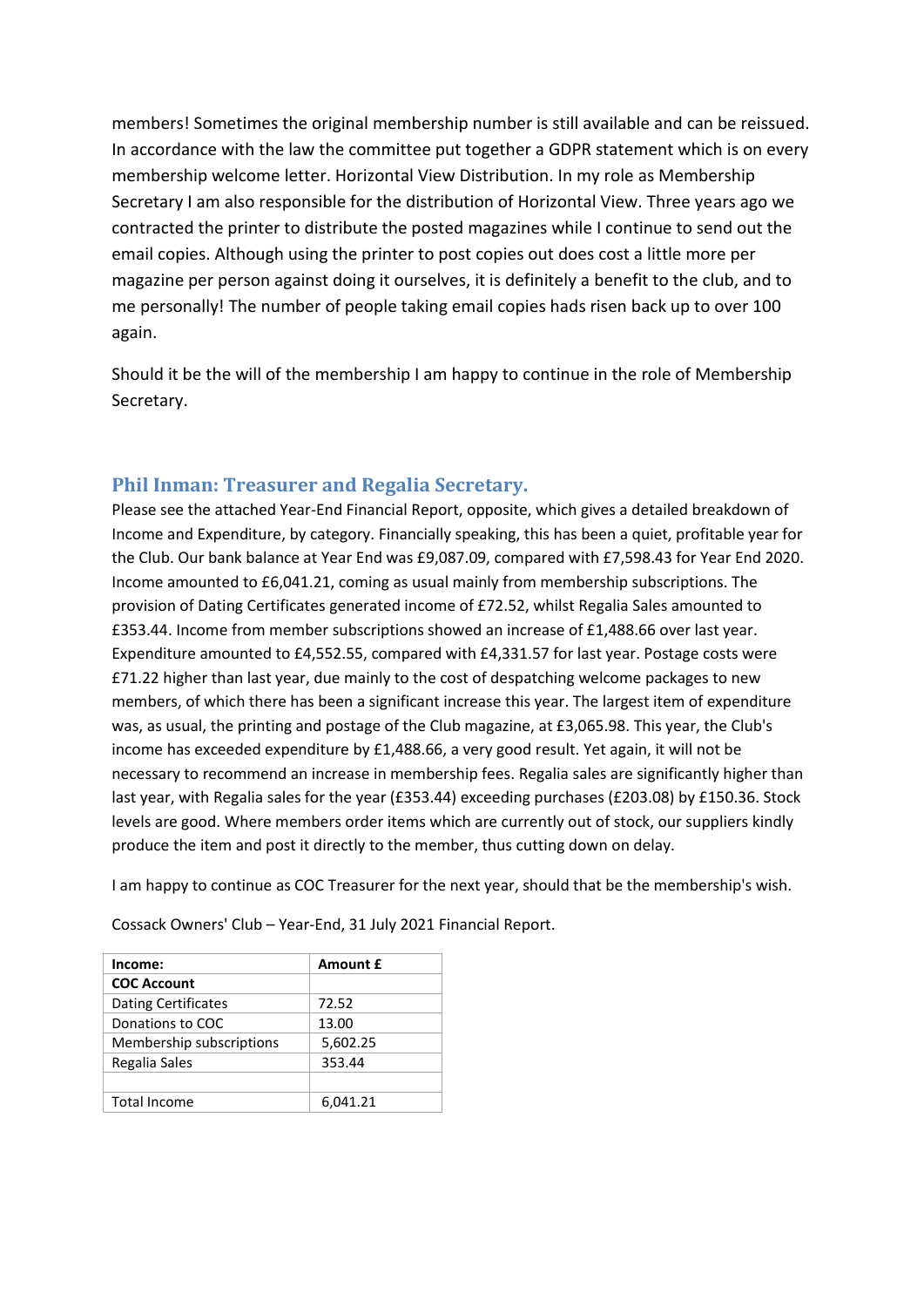members! Sometimes the original membership number is still available and can be reissued. In accordance with the law the committee put together a GDPR statement which is on every membership welcome letter. Horizontal View Distribution. In my role as Membership Secretary I am also responsible for the distribution of Horizontal View. Three years ago we contracted the printer to distribute the posted magazines while I continue to send out the email copies. Although using the printer to post copies out does cost a little more per magazine per person against doing it ourselves, it is definitely a benefit to the club, and to me personally! The number of people taking email copies hads risen back up to over 100 again.

Should it be the will of the membership I am happy to continue in the role of Membership Secretary.

### Phil Inman: Treasurer and Regalia Secretary.

Please see the attached Year-End Financial Report, opposite, which gives a detailed breakdown of Income and Expenditure, by category. Financially speaking, this has been a quiet, profitable year for the Club. Our bank balance at Year End was £9,087.09, compared with £7,598.43 for Year End 2020. Income amounted to £6,041.21, coming as usual mainly from membership subscriptions. The provision of Dating Certificates generated income of £72.52, whilst Regalia Sales amounted to £353.44. Income from member subscriptions showed an increase of £1,488.66 over last year. Expenditure amounted to £4,552.55, compared with £4,331.57 for last year. Postage costs were £71.22 higher than last year, due mainly to the cost of despatching welcome packages to new members, of which there has been a significant increase this year. The largest item of expenditure was, as usual, the printing and postage of the Club magazine, at £3,065.98. This year, the Club's income has exceeded expenditure by £1,488.66, a very good result. Yet again, it will not be necessary to recommend an increase in membership fees. Regalia sales are significantly higher than last year, with Regalia sales for the year (£353.44) exceeding purchases (£203.08) by £150.36. Stock levels are good. Where members order items which are currently out of stock, our suppliers kindly produce the item and post it directly to the member, thus cutting down on delay.

I am happy to continue as COC Treasurer for the next year, should that be the membership's wish.

Cossack Owners' Club – Year-End, 31 July 2021 Financial Report.

| Income: | Amount £ |
|---|---|
| **COC Account** | |
| Dating Certificates | 72.52 |
| Donations to COC | 13.00 |
| Membership subscriptions | 5,602.25 |
| Regalia Sales | 353.44 |
| | |
| Total Income | 6,041.21 |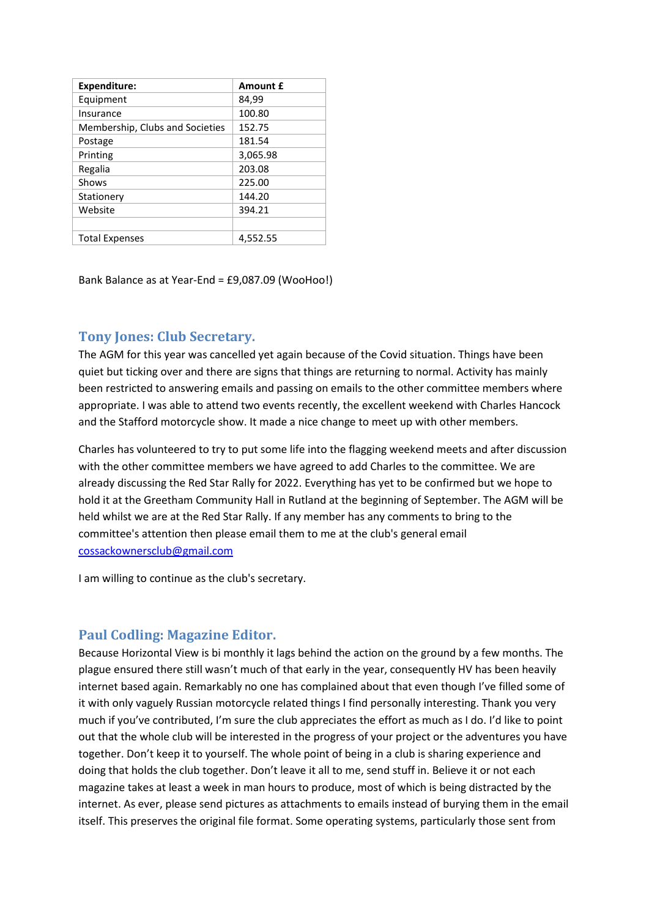| Expenditure: | Amount £ |
|---|---|
| Equipment | 84,99 |
| Insurance | 100.80 |
| Membership, Clubs and Societies | 152.75 |
| Postage | 181.54 |
| Printing | 3,065.98 |
| Regalia | 203.08 |
| Shows | 225.00 |
| Stationery | 144.20 |
| Website | 394.21 |
| | |
| Total Expenses | 4,552.55 |

Bank Balance as at Year-End = £9,087.09 (WooHoo!)

## Tony Jones: Club Secretary.

The AGM for this year was cancelled yet again because of the Covid situation. Things have been quiet but ticking over and there are signs that things are returning to normal. Activity has mainly been restricted to answering emails and passing on emails to the other committee members where appropriate. I was able to attend two events recently, the excellent weekend with Charles Hancock and the Stafford motorcycle show. It made a nice change to meet up with other members.

Charles has volunteered to try to put some life into the flagging weekend meets and after discussion with the other committee members we have agreed to add Charles to the committee. We are already discussing the Red Star Rally for 2022. Everything has yet to be confirmed but we hope to hold it at the Greetham Community Hall in Rutland at the beginning of September. The AGM will be held whilst we are at the Red Star Rally. If any member has any comments to bring to the committee's attention then please email them to me at the club's general email cossackownersclub@gmail.com

I am willing to continue as the club's secretary.

## Paul Codling: Magazine Editor.

Because Horizontal View is bi monthly it lags behind the action on the ground by a few months. The plague ensured there still wasn't much of that early in the year, consequently HV has been heavily internet based again. Remarkably no one has complained about that even though I've filled some of it with only vaguely Russian motorcycle related things I find personally interesting. Thank you very much if you've contributed, I'm sure the club appreciates the effort as much as I do. I'd like to point out that the whole club will be interested in the progress of your project or the adventures you have together. Don't keep it to yourself. The whole point of being in a club is sharing experience and doing that holds the club together. Don't leave it all to me, send stuff in. Believe it or not each magazine takes at least a week in man hours to produce, most of which is being distracted by the internet. As ever, please send pictures as attachments to emails instead of burying them in the email itself. This preserves the original file format. Some operating systems, particularly those sent from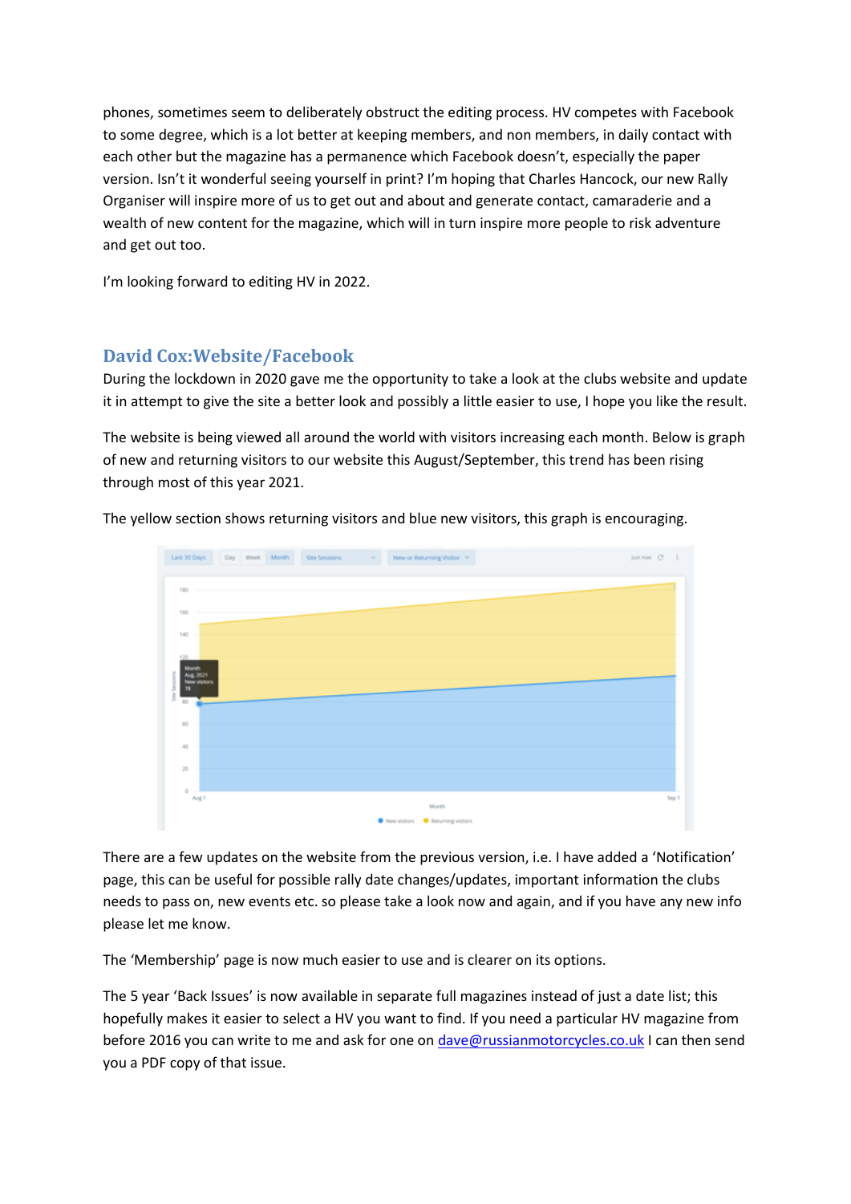phones, sometimes seem to deliberately obstruct the editing process. HV competes with Facebook to some degree, which is a lot better at keeping members, and non members, in daily contact with each other but the magazine has a permanence which Facebook doesn't, especially the paper version. Isn't it wonderful seeing yourself in print? I'm hoping that Charles Hancock, our new Rally Organiser will inspire more of us to get out and about and generate contact, camaraderie and a wealth of new content for the magazine, which will in turn inspire more people to risk adventure and get out too.

I'm looking forward to editing HV in 2022.

## David Cox:Website/Facebook

During the lockdown in 2020 gave me the opportunity to take a look at the clubs website and update it in attempt to give the site a better look and possibly a little easier to use, I hope you like the result.

The website is being viewed all around the world with visitors increasing each month. Below is graph of new and returning visitors to our website this August/September, this trend has been rising through most of this year 2021.

The yellow section shows returning visitors and blue new visitors, this graph is encouraging.

There are a few updates on the website from the previous version, i.e. I have added a 'Notification' page, this can be useful for possible rally date changes/updates, important information the clubs needs to pass on, new events etc. so please take a look now and again, and if you have any new info please let me know.

The 'Membership' page is now much easier to use and is clearer on its options.

The 5 year 'Back Issues' is now available in separate full magazines instead of just a date list; this hopefully makes it easier to select a HV you want to find. If you need a particular HV magazine from before 2016 you can write to me and ask for one on dave@russianmotorcycles.co.uk I can then send you a PDF copy of that issue.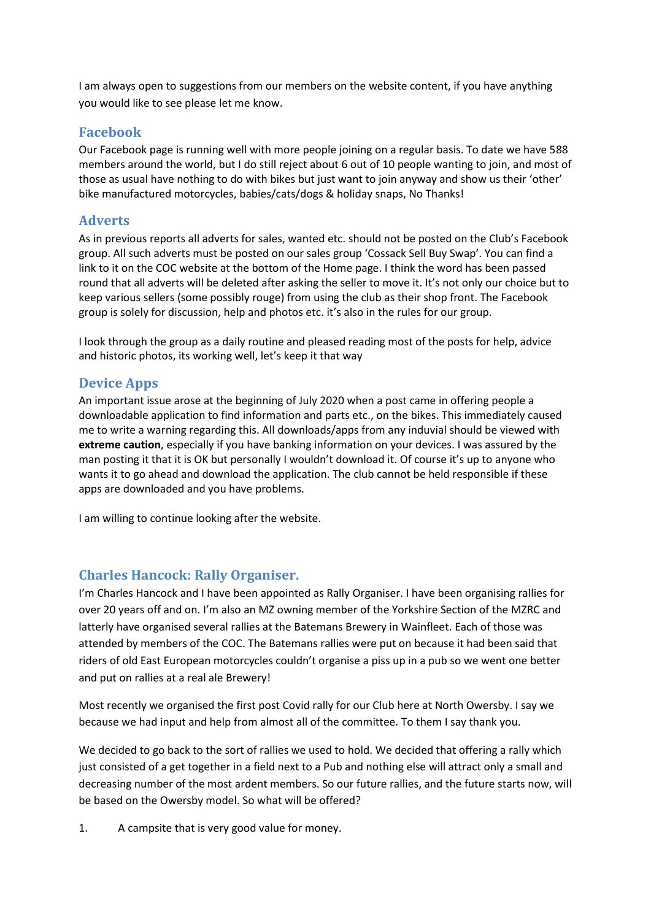I am always open to suggestions from our members on the website content, if you have anything you would like to see please let me know.

## Facebook

Our Facebook page is running well with more people joining on a regular basis. To date we have 588 members around the world, but I do still reject about 6 out of 10 people wanting to join, and most of those as usual have nothing to do with bikes but just want to join anyway and show us their 'other' bike manufactured motorcycles, babies/cats/dogs & holiday snaps, No Thanks!

## Adverts

As in previous reports all adverts for sales, wanted etc. should not be posted on the Club's Facebook group. All such adverts must be posted on our sales group 'Cossack Sell Buy Swap'. You can find a link to it on the COC website at the bottom of the Home page. I think the word has been passed round that all adverts will be deleted after asking the seller to move it. It's not only our choice but to keep various sellers (some possibly rouge) from using the club as their shop front. The Facebook group is solely for discussion, help and photos etc. it's also in the rules for our group.

I look through the group as a daily routine and pleased reading most of the posts for help, advice and historic photos, its working well, let's keep it that way

## Device Apps

An important issue arose at the beginning of July 2020 when a post came in offering people a downloadable application to find information and parts etc., on the bikes. This immediately caused me to write a warning regarding this. All downloads/apps from any induvial should be viewed with **extreme caution**, especially if you have banking information on your devices. I was assured by the man posting it that it is OK but personally I wouldn't download it. Of course it's up to anyone who wants it to go ahead and download the application. The club cannot be held responsible if these apps are downloaded and you have problems.

I am willing to continue looking after the website.

## Charles Hancock: Rally Organiser.

I'm Charles Hancock and I have been appointed as Rally Organiser. I have been organising rallies for over 20 years off and on. I'm also an MZ owning member of the Yorkshire Section of the MZRC and latterly have organised several rallies at the Batemans Brewery in Wainfleet. Each of those was attended by members of the COC. The Batemans rallies were put on because it had been said that riders of old East European motorcycles couldn't organise a piss up in a pub so we went one better and put on rallies at a real ale Brewery!

Most recently we organised the first post Covid rally for our Club here at North Owersby. I say we because we had input and help from almost all of the committee. To them I say thank you.

We decided to go back to the sort of rallies we used to hold. We decided that offering a rally which just consisted of a get together in a field next to a Pub and nothing else will attract only a small and decreasing number of the most ardent members. So our future rallies, and the future starts now, will be based on the Owersby model. So what will be offered?

1. A campsite that is very good value for money.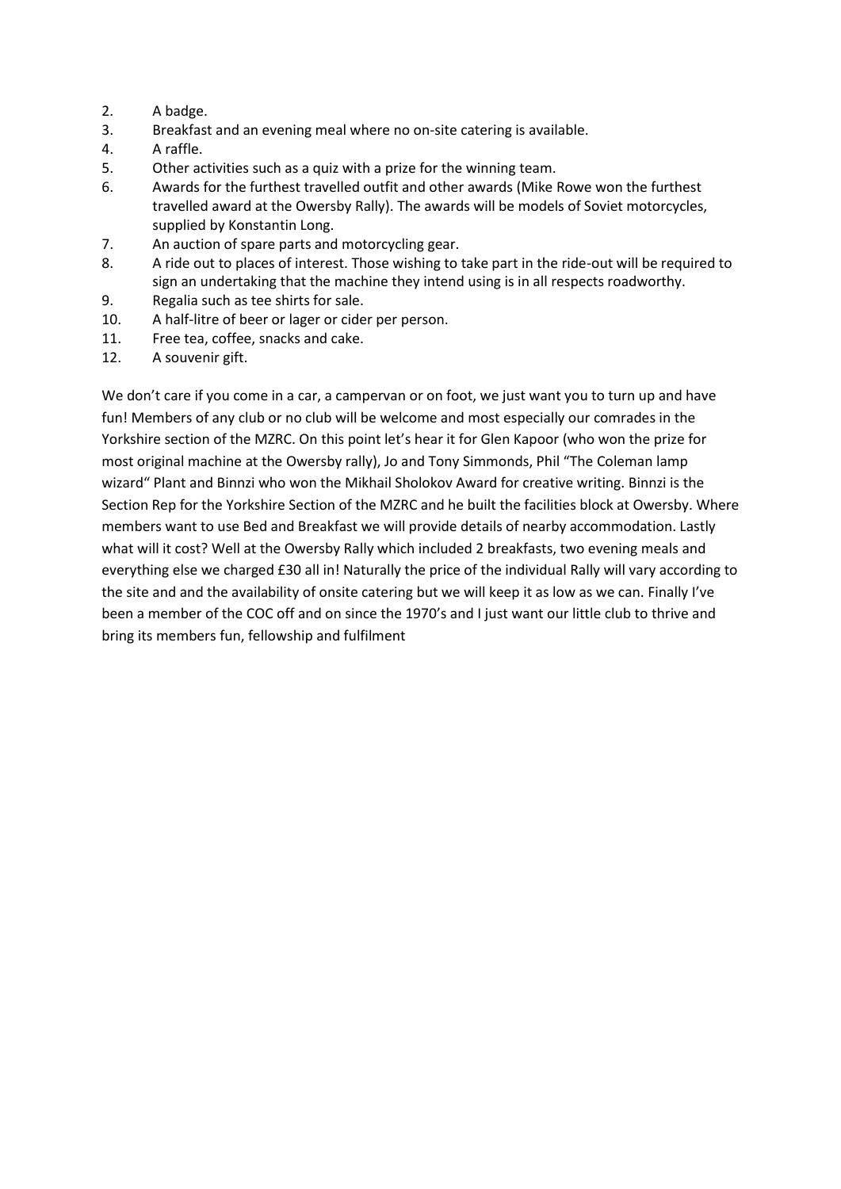2. A badge.
3. Breakfast and an evening meal where no on-site catering is available.
4. A raffle.
5. Other activities such as a quiz with a prize for the winning team.
6. Awards for the furthest travelled outfit and other awards (Mike Rowe won the furthest travelled award at the Owersby Rally). The awards will be models of Soviet motorcycles, supplied by Konstantin Long.
7. An auction of spare parts and motorcycling gear.
8. A ride out to places of interest. Those wishing to take part in the ride-out will be required to sign an undertaking that the machine they intend using is in all respects roadworthy.
9. Regalia such as tee shirts for sale.
10. A half-litre of beer or lager or cider per person.
11. Free tea, coffee, snacks and cake.
12. A souvenir gift.

We don't care if you come in a car, a campervan or on foot, we just want you to turn up and have fun! Members of any club or no club will be welcome and most especially our comrades in the Yorkshire section of the MZRC. On this point let's hear it for Glen Kapoor (who won the prize for most original machine at the Owersby rally), Jo and Tony Simmonds, Phil "The Coleman lamp wizard" Plant and Binnzi who won the Mikhail Sholokov Award for creative writing. Binnzi is the Section Rep for the Yorkshire Section of the MZRC and he built the facilities block at Owersby. Where members want to use Bed and Breakfast we will provide details of nearby accommodation. Lastly what will it cost? Well at the Owersby Rally which included 2 breakfasts, two evening meals and everything else we charged £30 all in! Naturally the price of the individual Rally will vary according to the site and and the availability of onsite catering but we will keep it as low as we can. Finally I've been a member of the COC off and on since the 1970's and I just want our little club to thrive and bring its members fun, fellowship and fulfilment